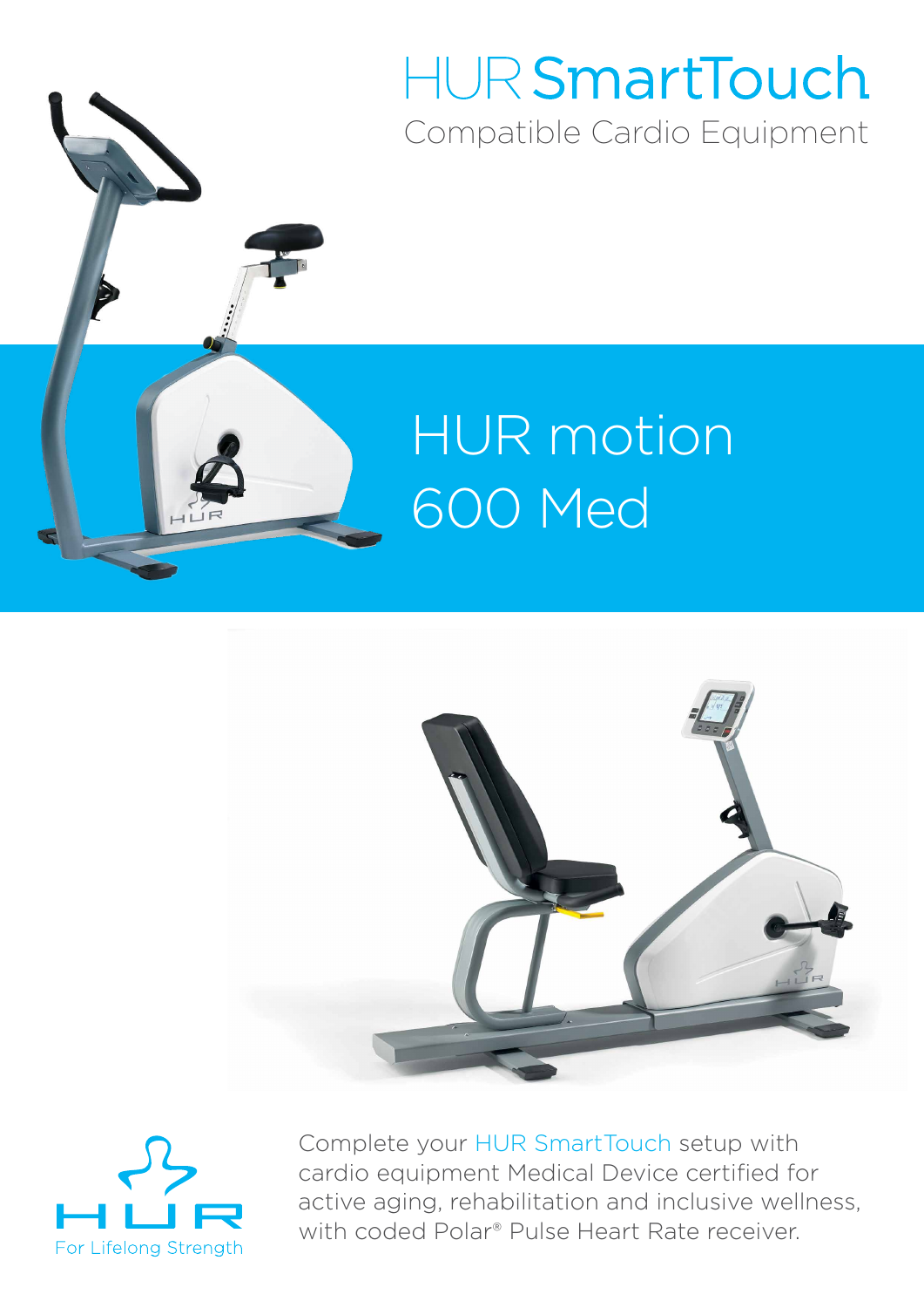# HUR SmartTouch

Compatible Cardio Equipment

## HUR motion 600 Med

HUR

For Lifelong Strength

Complete your HUR SmartTouch setup with cardio equipment Medical Device certified for active aging, rehabilitation and inclusive wellness, with coded Polar® Pulse Heart Rate receiver.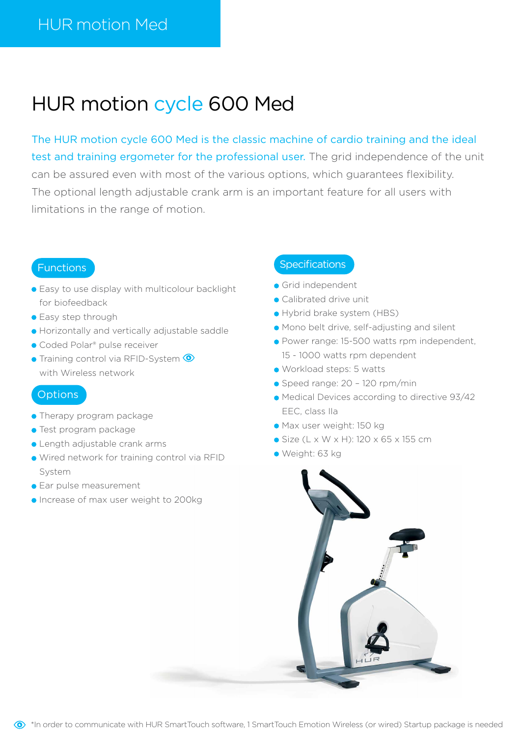# HUR motion cycle 600 Med

The HUR motion cycle 600 Med is the classic machine of cardio training and the ideal test and training ergometer for the professional user. The grid independence of the unit can be assured even with most of the various options, which guarantees flexibility. The optional length adjustable crank arm is an important feature for all users with limitations in the range of motion.

## Functions

- Easy to use display with multicolour backlight for biofeedback
- Easy step through
- Horizontally and vertically adjustable saddle
- Coded Polar® pulse receiver
- Training control via RFID-System* with Wireless network

## Options

- Therapy program package
- Test program package
- Length adjustable crank arms
- Wired network for training control via RFID System
- Ear pulse measurement
- Increase of max user weight to 200kg

## Specifications

- Grid independent
- Calibrated drive unit
- Hybrid brake system (HBS)
- Mono belt drive, self-adjusting and silent
- Power range: 15-500 watts rpm independent, 15 - 1000 watts rpm dependent
- Workload steps: 5 watts
- Speed range: 20 – 120 rpm/min
- Medical Devices according to directive 93/42 EEC, class IIa
- Max user weight: 150 kg
- Size (L x W x H): 120 x 65 x 155 cm
- Weight: 63 kg

*In order to communicate with HUR SmartTouch software, 1 SmartTouch Emotion Wireless (or wired) Startup package is needed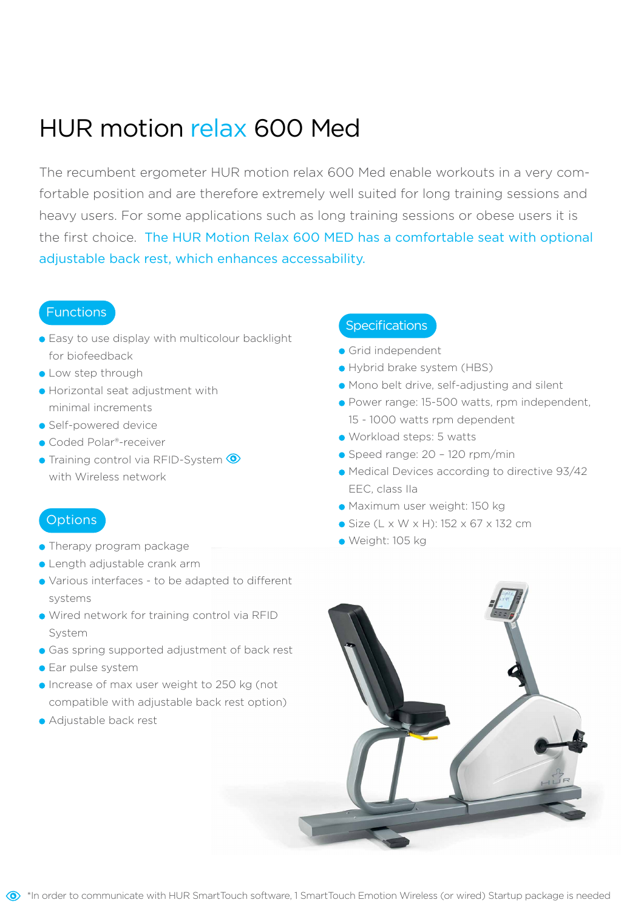# HUR motion relax 600 Med

The recumbent ergometer HUR motion relax 600 Med enable workouts in a very comfortable position and are therefore extremely well suited for long training sessions and heavy users. For some applications such as long training sessions or obese users it is the first choice. The HUR Motion Relax 600 MED has a comfortable seat with optional adjustable back rest, which enhances accessability.

## Functions

- Easy to use display with multicolour backlight for biofeedback
- Low step through
- Horizontal seat adjustment with minimal increments
- Self-powered device
- Coded Polar®-receiver
- Training control via RFID-System with Wireless network

## Options

- Therapy program package
- Length adjustable crank arm
- Various interfaces - to be adapted to different systems
- Wired network for training control via RFID System
- Gas spring supported adjustment of back rest
- Ear pulse system
- Increase of max user weight to 250 kg (not compatible with adjustable back rest option)
- Adjustable back rest

## Specifications

- Grid independent
- Hybrid brake system (HBS)
- Mono belt drive, self-adjusting and silent
- Power range: 15-500 watts, rpm independent, 15 - 1000 watts rpm dependent
- Workload steps: 5 watts
- Speed range: 20 – 120 rpm/min
- Medical Devices according to directive 93/42 EEC, class IIa
- Maximum user weight: 150 kg
- Size (L x W x H): 152 x 67 x 132 cm
- Weight: 105 kg

*In order to communicate with HUR SmartTouch software, 1 SmartTouch Emotion Wireless (or wired) Startup package is needed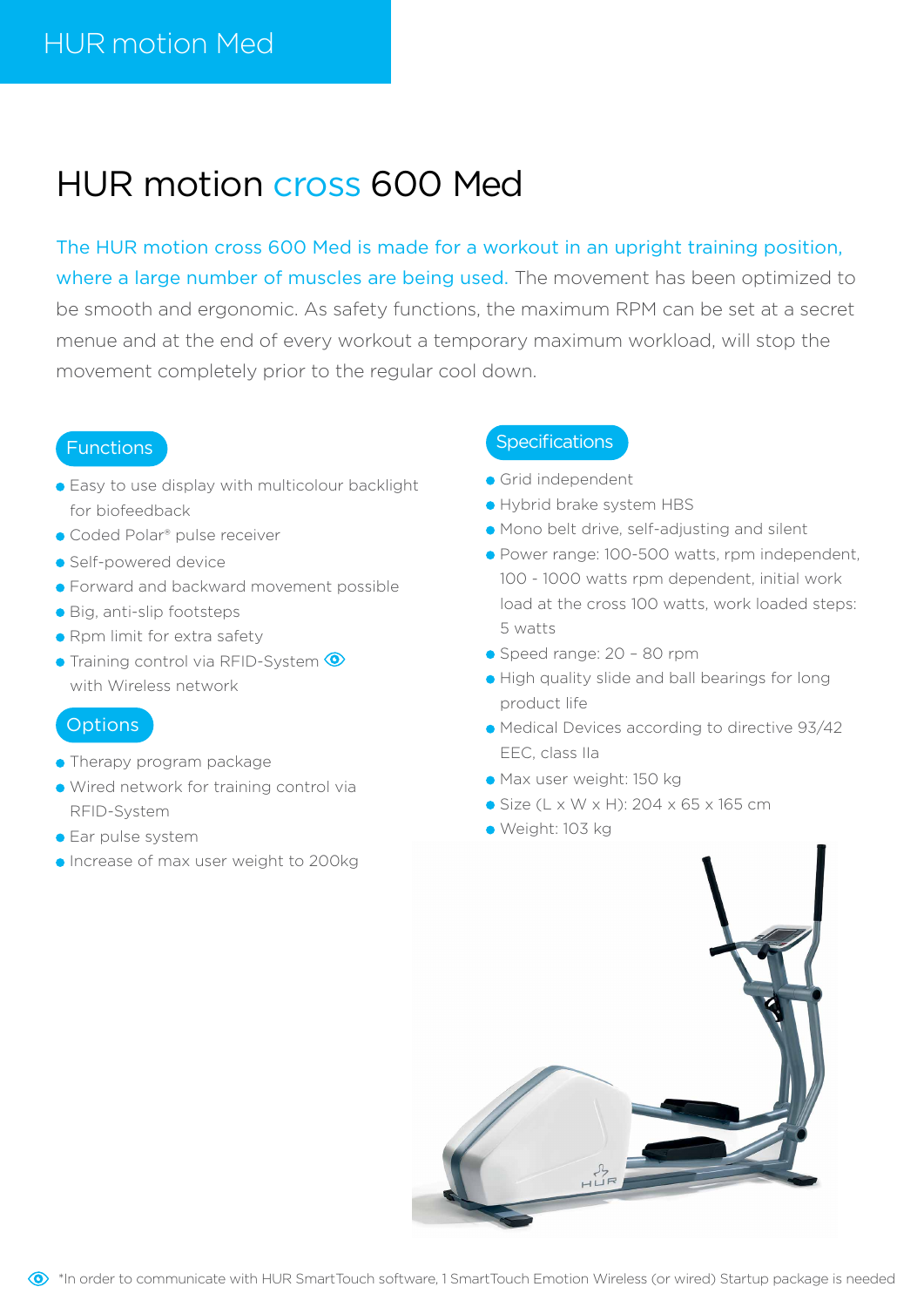# HUR motion cross 600 Med

The HUR motion cross 600 Med is made for a workout in an upright training position, where a large number of muscles are being used. The movement has been optimized to be smooth and ergonomic. As safety functions, the maximum RPM can be set at a secret menue and at the end of every workout a temporary maximum workload, will stop the movement completely prior to the regular cool down.

## Functions

- Easy to use display with multicolour backlight for biofeedback
- Coded Polar® pulse receiver
- Self-powered device
- Forward and backward movement possible
- Big, anti-slip footsteps
- Rpm limit for extra safety
- Training control via RFID-System * with Wireless network

## Options

- Therapy program package
- Wired network for training control via RFID-System
- Ear pulse system
- Increase of max user weight to 200kg

## Specifications

- Grid independent
- Hybrid brake system HBS
- Mono belt drive, self-adjusting and silent
- Power range: 100-500 watts, rpm independent, 100 - 1000 watts rpm dependent, initial work load at the cross 100 watts, work loaded steps: 5 watts
- Speed range: 20 – 80 rpm
- High quality slide and ball bearings for long product life
- Medical Devices according to directive 93/42 EEC, class IIa
- Max user weight: 150 kg
- Size (L x W x H): 204 x 65 x 165 cm
- Weight: 103 kg

*In order to communicate with HUR SmartTouch software, 1 SmartTouch Emotion Wireless (or wired) Startup package is needed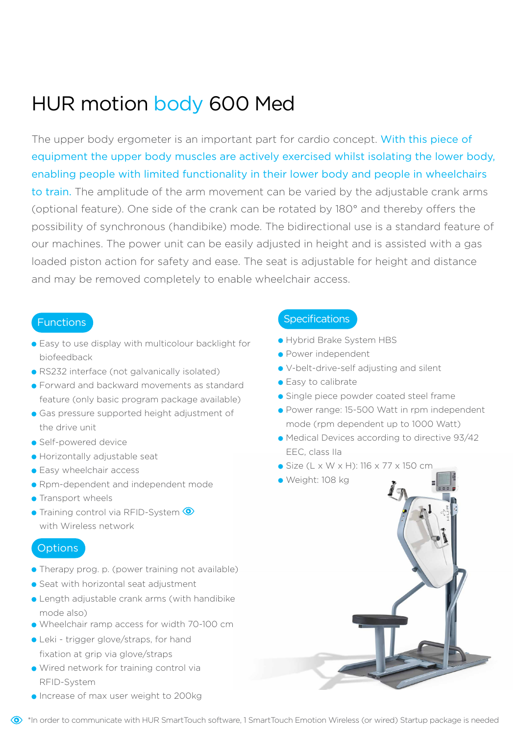# HUR motion body 600 Med

The upper body ergometer is an important part for cardio concept. With this piece of equipment the upper body muscles are actively exercised whilst isolating the lower body, enabling people with limited functionality in their lower body and people in wheelchairs to train. The amplitude of the arm movement can be varied by the adjustable crank arms (optional feature). One side of the crank can be rotated by 180° and thereby offers the possibility of synchronous (handibike) mode. The bidirectional use is a standard feature of our machines. The power unit can be easily adjusted in height and is assisted with a gas loaded piston action for safety and ease. The seat is adjustable for height and distance and may be removed completely to enable wheelchair access.

## Functions

- Easy to use display with multicolour backlight for biofeedback
- RS232 interface (not galvanically isolated)
- Forward and backward movements as standard feature (only basic program package available)
- Gas pressure supported height adjustment of the drive unit
- Self-powered device
- Horizontally adjustable seat
- Easy wheelchair access
- Rpm-dependent and independent mode
- Transport wheels
- Training control via RFID-System with Wireless network

## Options

- Therapy prog. p. (power training not available)
- Seat with horizontal seat adjustment
- Length adjustable crank arms (with handibike mode also)
- Wheelchair ramp access for width 70-100 cm
- Leki - trigger glove/straps, for hand fixation at grip via glove/straps
- Wired network for training control via RFID-System
- Increase of max user weight to 200kg

## Specifications

- Hybrid Brake System HBS
- Power independent
- V-belt-drive-self adjusting and silent
- Easy to calibrate
- Single piece powder coated steel frame
- Power range: 15-500 Watt in rpm independent mode (rpm dependent up to 1000 Watt)
- Medical Devices according to directive 93/42 EEC, class IIa
- Size (L x W x H): 116 x 77 x 150 cm
- Weight: 108 kg

*In order to communicate with HUR SmartTouch software, 1 SmartTouch Emotion Wireless (or wired) Startup package is needed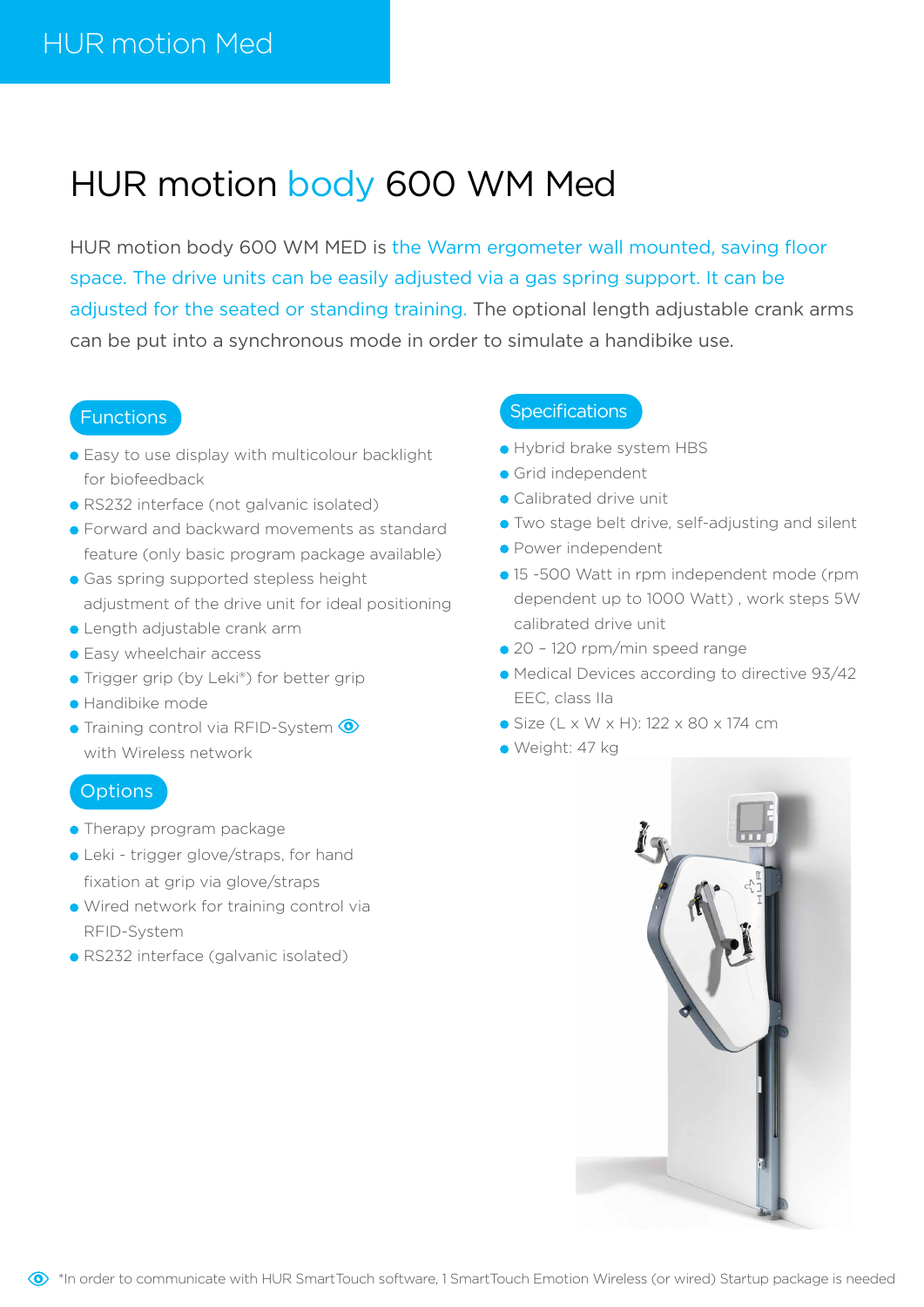# HUR motion body 600 WM Med

HUR motion body 600 WM MED is the Warm ergometer wall mounted, saving floor space. The drive units can be easily adjusted via a gas spring support. It can be adjusted for the seated or standing training. The optional length adjustable crank arms can be put into a synchronous mode in order to simulate a handibike use.

## Functions

- Easy to use display with multicolour backlight for biofeedback
- RS232 interface (not galvanic isolated)
- Forward and backward movements as standard feature (only basic program package available)
- Gas spring supported stepless height adjustment of the drive unit for ideal positioning
- Length adjustable crank arm
- Easy wheelchair access
- Trigger grip (by Leki®) for better grip
- Handibike mode
- Training control via RFID-System * with Wireless network

## Options

- Therapy program package
- Leki - trigger glove/straps, for hand fixation at grip via glove/straps
- Wired network for training control via RFID-System
- RS232 interface (galvanic isolated)

## Specifications

- Hybrid brake system HBS
- Grid independent
- Calibrated drive unit
- Two stage belt drive, self-adjusting and silent
- Power independent
- 15 -500 Watt in rpm independent mode (rpm dependent up to 1000 Watt) , work steps 5W calibrated drive unit
- 20 – 120 rpm/min speed range
- Medical Devices according to directive 93/42 EEC, class IIa
- Size (L x W x H): 122 x 80 x 174 cm
- Weight: 47 kg

*In order to communicate with HUR SmartTouch software, 1 SmartTouch Emotion Wireless (or wired) Startup package is needed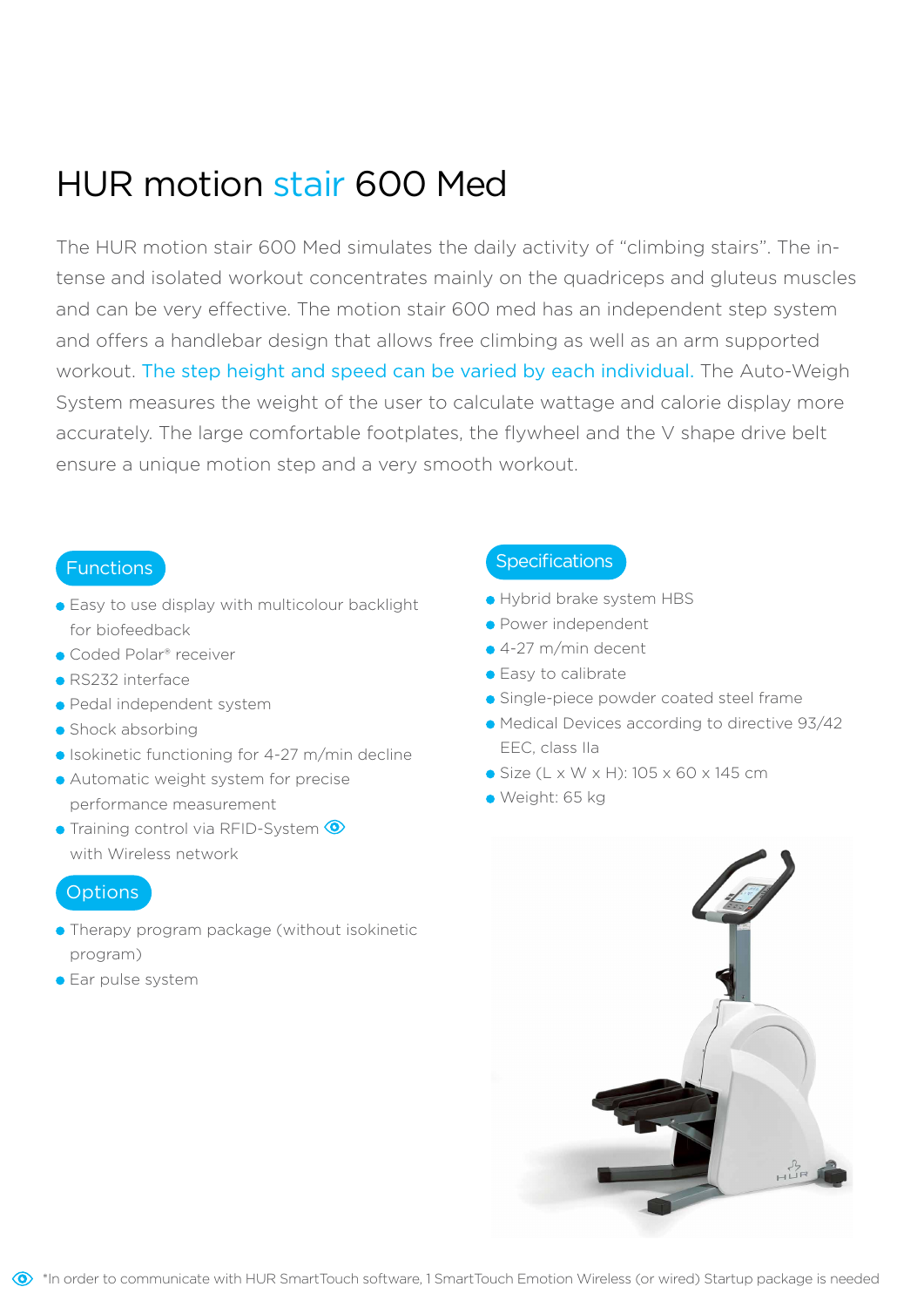# HUR motion stair 600 Med

The HUR motion stair 600 Med simulates the daily activity of "climbing stairs". The intense and isolated workout concentrates mainly on the quadriceps and gluteus muscles and can be very effective. The motion stair 600 med has an independent step system and offers a handlebar design that allows free climbing as well as an arm supported workout. The step height and speed can be varied by each individual. The Auto-Weigh System measures the weight of the user to calculate wattage and calorie display more accurately. The large comfortable footplates, the flywheel and the V shape drive belt ensure a unique motion step and a very smooth workout.

## Functions

- Easy to use display with multicolour backlight for biofeedback
- Coded Polar® receiver
- RS232 interface
- Pedal independent system
- Shock absorbing
- Isokinetic functioning for 4-27 m/min decline
- Automatic weight system for precise performance measurement
- Training control via RFID-System* with Wireless network

## Options

- Therapy program package (without isokinetic program)
- Ear pulse system

## Specifications

- Hybrid brake system HBS
- Power independent
- 4-27 m/min decent
- Easy to calibrate
- Single-piece powder coated steel frame
- Medical Devices according to directive 93/42 EEC, class IIa
- Size (L x W x H): 105 x 60 x 145 cm
- Weight: 65 kg

*In order to communicate with HUR SmartTouch software, 1 SmartTouch Emotion Wireless (or wired) Startup package is needed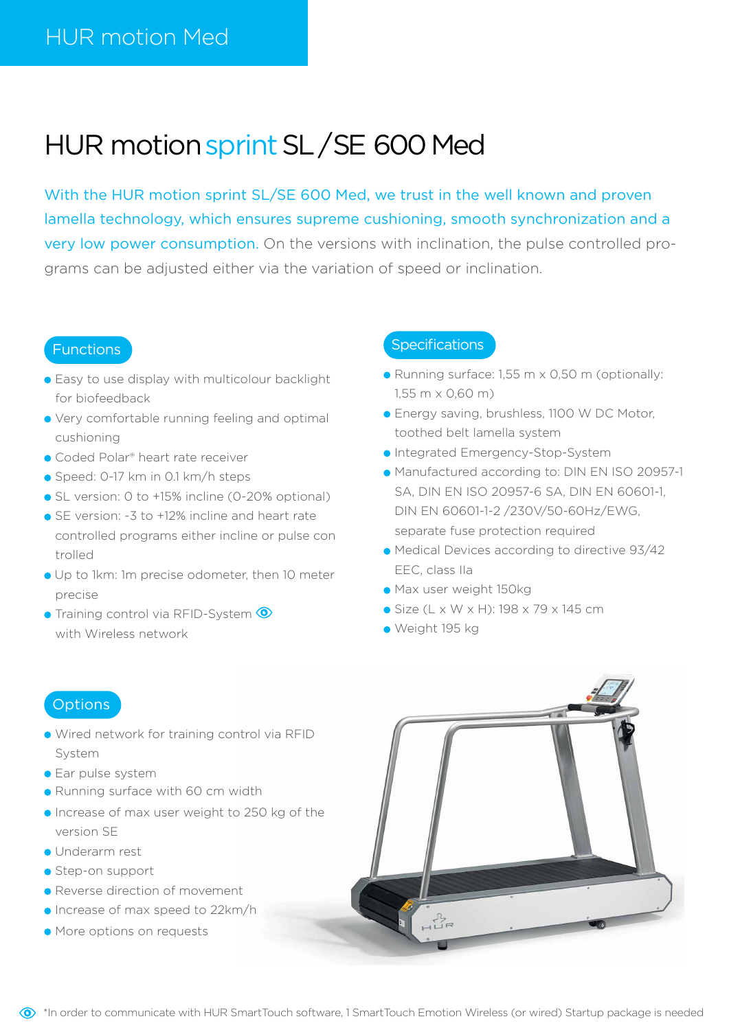# HUR motion sprint SL / SE 600 Med

With the HUR motion sprint SL/SE 600 Med, we trust in the well known and proven lamella technology, which ensures supreme cushioning, smooth synchronization and a very low power consumption. On the versions with inclination, the pulse controlled programs can be adjusted either via the variation of speed or inclination.

## Functions

- Easy to use display with multicolour backlight for biofeedback
- Very comfortable running feeling and optimal cushioning
- Coded Polar® heart rate receiver
- Speed: 0-17 km in 0.1 km/h steps
- SL version: 0 to +15% incline (0-20% optional)
- SE version: -3 to +12% incline and heart rate controlled programs either incline or pulse controlled
- Up to 1km: 1m precise odometer, then 10 meter precise
- Training control via RFID-System * with Wireless network

## Specifications

- Running surface: 1,55 m x 0,50 m (optionally: 1,55 m x 0,60 m)
- Energy saving, brushless, 1100 W DC Motor, toothed belt lamella system
- Integrated Emergency-Stop-System
- Manufactured according to: DIN EN ISO 20957-1 SA, DIN EN ISO 20957-6 SA, DIN EN 60601-1, DIN EN 60601-1-2 /230V/50-60Hz/EWG, separate fuse protection required
- Medical Devices according to directive 93/42 EEC, class IIa
- Max user weight 150kg
- Size (L x W x H): 198 x 79 x 145 cm
- Weight 195 kg

## Options

- Wired network for training control via RFID System
- Ear pulse system
- Running surface with 60 cm width
- Increase of max user weight to 250 kg of the version SE
- Underarm rest
- Step-on support
- Reverse direction of movement
- Increase of max speed to 22km/h
- More options on requests

*In order to communicate with HUR SmartTouch software, 1 SmartTouch Emotion Wireless (or wired) Startup package is needed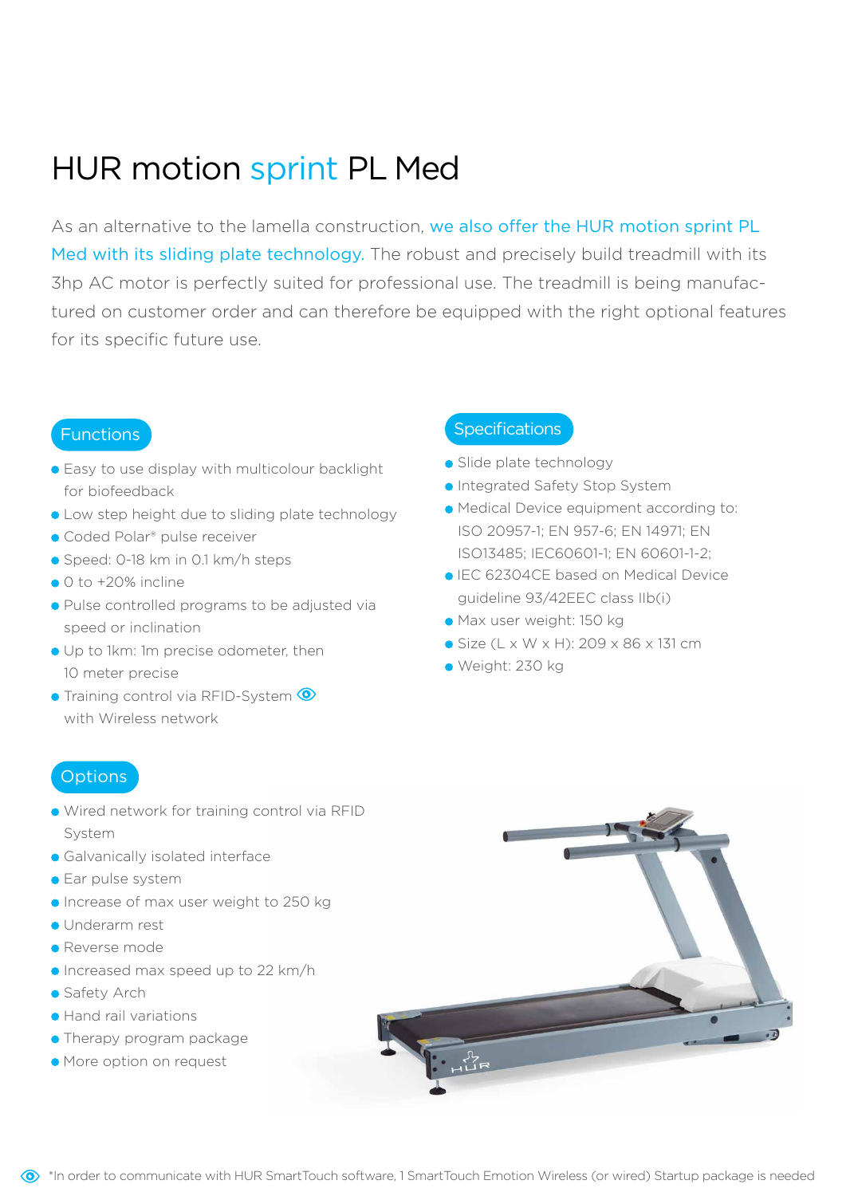# HUR motion sprint PL Med

As an alternative to the lamella construction, we also offer the HUR motion sprint PL Med with its sliding plate technology. The robust and precisely build treadmill with its 3hp AC motor is perfectly suited for professional use. The treadmill is being manufactured on customer order and can therefore be equipped with the right optional features for its specific future use.

## Functions

- Easy to use display with multicolour backlight for biofeedback
- Low step height due to sliding plate technology
- Coded Polar® pulse receiver
- Speed: 0-18 km in 0.1 km/h steps
- 0 to +20% incline
- Pulse controlled programs to be adjusted via speed or inclination
- Up to 1km: 1m precise odometer, then 10 meter precise
- Training control via RFID-System * with Wireless network

## Specifications

- Slide plate technology
- Integrated Safety Stop System
- Medical Device equipment according to: ISO 20957-1; EN 957-6; EN 14971; EN ISO13485; IEC60601-1; EN 60601-1-2;
- IEC 62304CE based on Medical Device guideline 93/42EEC class IIb(i)
- Max user weight: 150 kg
- Size (L x W x H): 209 x 86 x 131 cm
- Weight: 230 kg

## Options

- Wired network for training control via RFID System
- Galvanically isolated interface
- Ear pulse system
- Increase of max user weight to 250 kg
- Underarm rest
- Reverse mode
- Increased max speed up to 22 km/h
- Safety Arch
- Hand rail variations
- Therapy program package
- More option on request

*In order to communicate with HUR SmartTouch software, 1 SmartTouch Emotion Wireless (or wired) Startup package is needed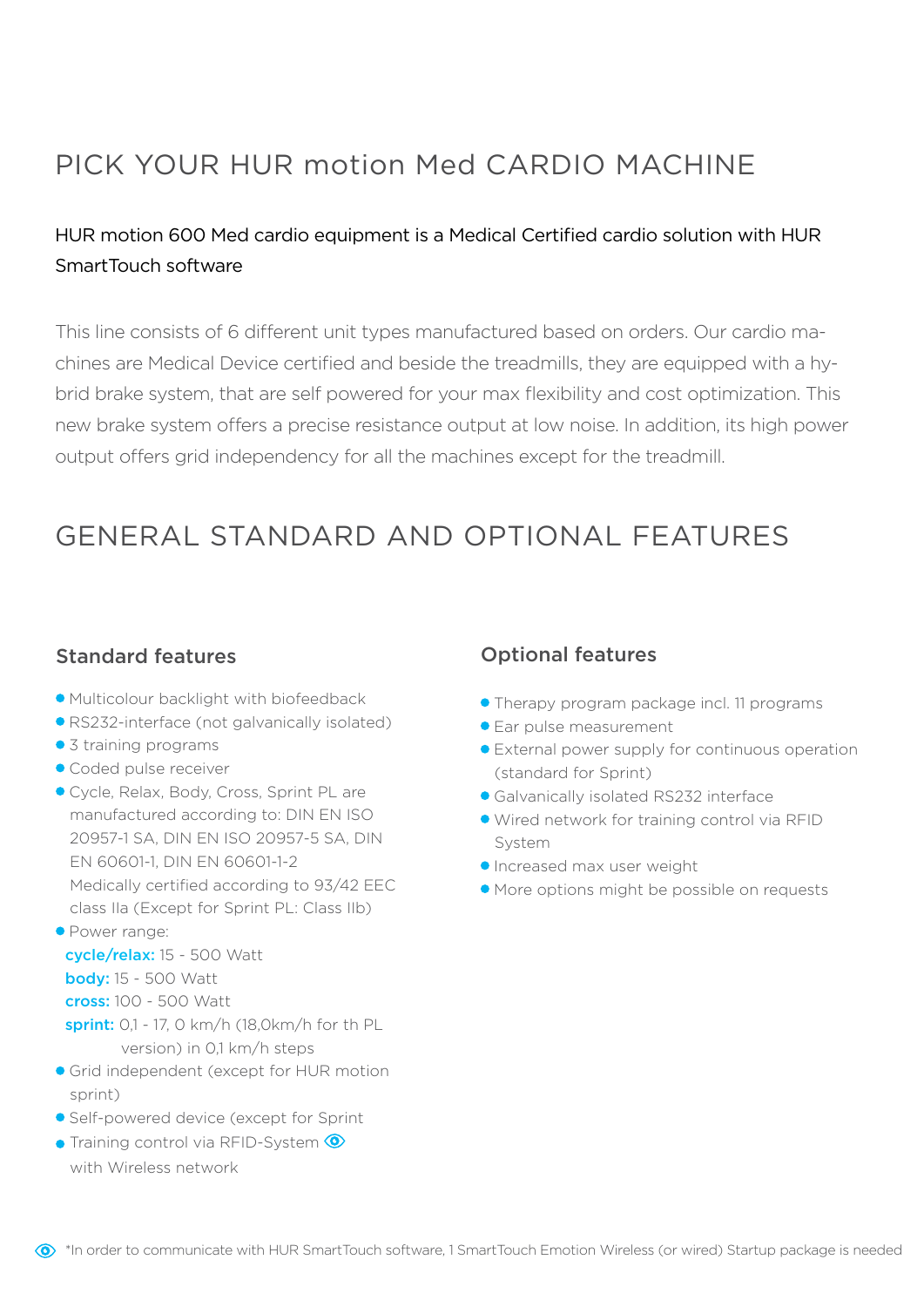# PICK YOUR HUR motion Med CARDIO MACHINE

HUR motion 600 Med cardio equipment is a Medical Certified cardio solution with HUR SmartTouch software

This line consists of 6 different unit types manufactured based on orders. Our cardio machines are Medical Device certified and beside the treadmills, they are equipped with a hybrid brake system, that are self powered for your max flexibility and cost optimization. This new brake system offers a precise resistance output at low noise. In addition, its high power output offers grid independency for all the machines except for the treadmill.

# GENERAL STANDARD AND OPTIONAL FEATURES

### Standard features

- Multicolour backlight with biofeedback
- RS232-interface (not galvanically isolated)
- 3 training programs
- Coded pulse receiver
- Cycle, Relax, Body, Cross, Sprint PL are manufactured according to: DIN EN ISO 20957-1 SA, DIN EN ISO 20957-5 SA, DIN EN 60601-1, DIN EN 60601-1-2
  Medically certified according to 93/42 EEC class IIa (Except for Sprint PL: Class IIb)
- Power range:
  **cycle/relax:** 15 - 500 Watt
  **body:** 15 - 500 Watt
  **cross:** 100 - 500 Watt
  **sprint:** 0,1 - 17, 0 km/h (18,0km/h for th PL version) in 0,1 km/h steps
- Grid independent (except for HUR motion sprint)
- Self-powered device (except for Sprint
- Training control via RFID-System* with Wireless network

### Optional features

- Therapy program package incl. 11 programs
- Ear pulse measurement
- External power supply for continuous operation (standard for Sprint)
- Galvanically isolated RS232 interface
- Wired network for training control via RFID System
- Increased max user weight
- More options might be possible on requests

*In order to communicate with HUR SmartTouch software, 1 SmartTouch Emotion Wireless (or wired) Startup package is needed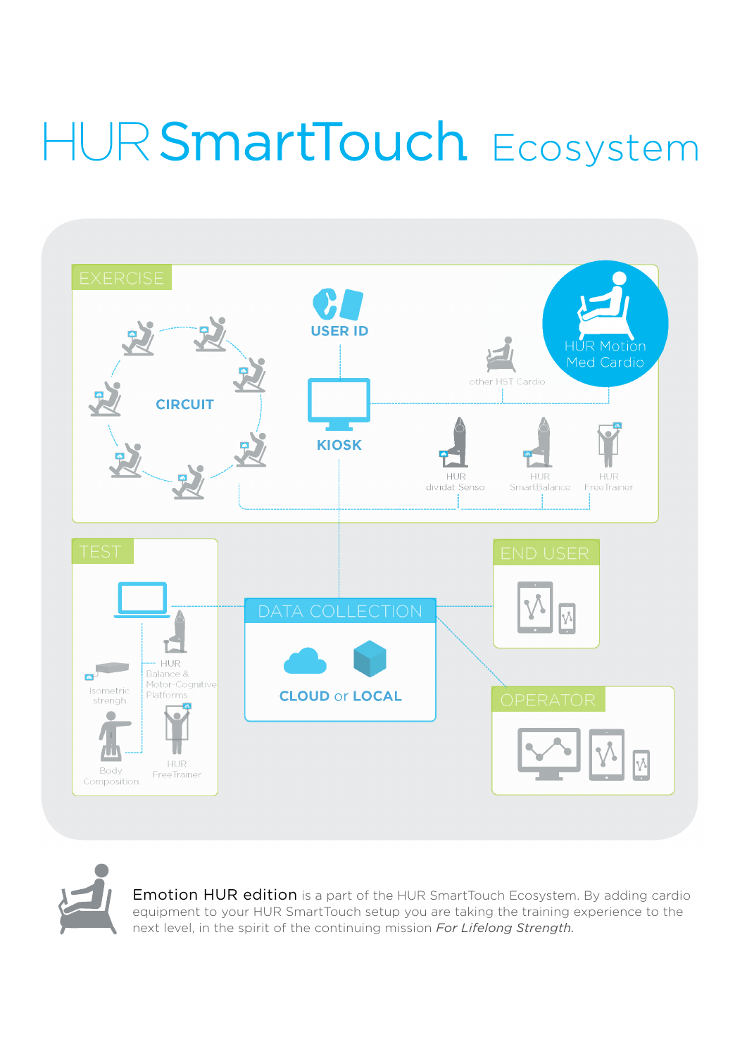# HUR SmartTouch Ecosystem

EXERCISE

USER ID

CIRCUIT

KIOSK

HUR Motion Med Cardio

other HST Cardio

HUR dividat Senso

HUR SmartBalance

HUR FreeTrainer

TEST

Isometric strengh

HUR Balance & Motor-Cognitive Platforms

Body Composition

HUR FreeTrainer

DATA COLLECTION

CLOUD or LOCAL

END USER

OPERATOR

**Emotion HUR edition** is a part of the HUR SmartTouch Ecosystem. By adding cardio equipment to your HUR SmartTouch setup you are taking the training experience to the next level, in the spirit of the continuing mission *For Lifelong Strength.*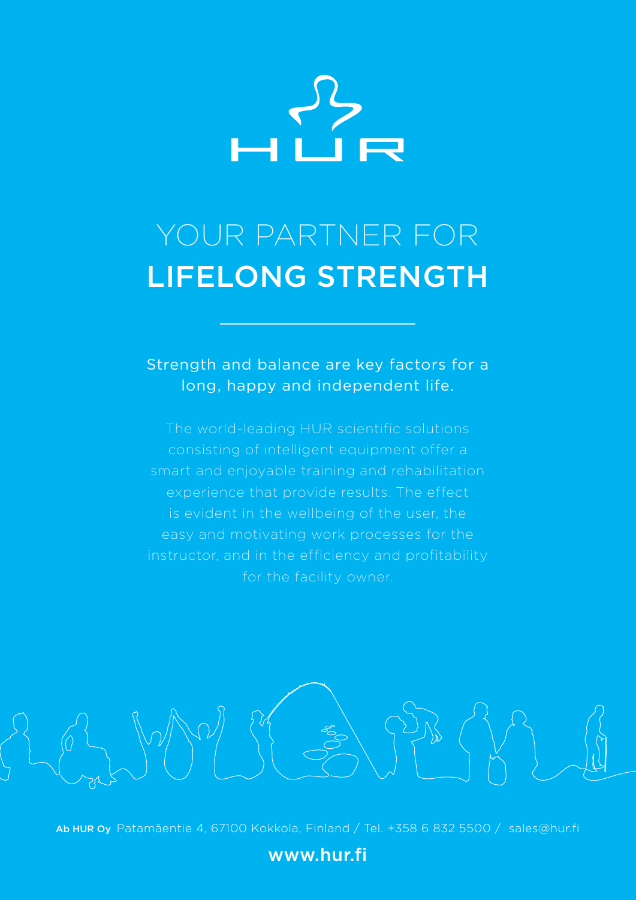HUR

# YOUR PARTNER FOR LIFELONG STRENGTH

Strength and balance are key factors for a long, happy and independent life.

The world-leading HUR scientific solutions consisting of intelligent equipment offer a smart and enjoyable training and rehabilitation experience that provide results. The effect is evident in the wellbeing of the user, the easy and motivating work processes for the instructor, and in the efficiency and profitability for the facility owner.

**Ab HUR Oy** Patamäentie 4, 67100 Kokkola, Finland / Tel. +358 6 832 5500 / sales@hur.fi

www.hur.fi